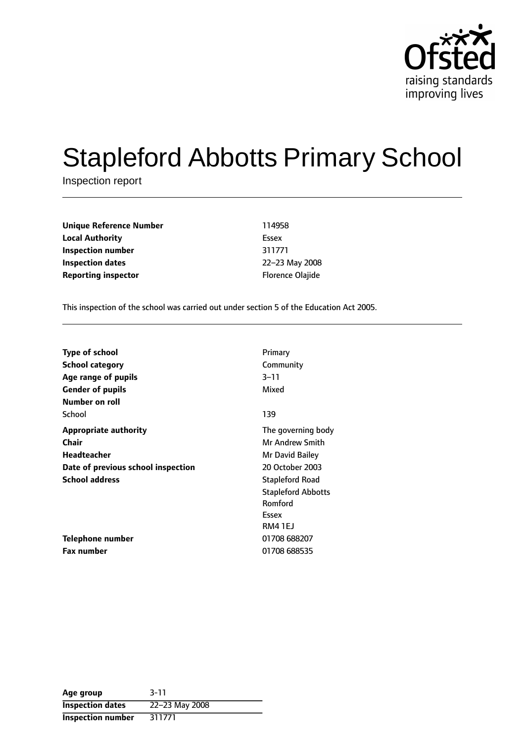# Stapleford Abbotts Primary School

Inspection report

| | |
|---|---|
| **Unique Reference Number** | 114958 |
| **Local Authority** | Essex |
| **Inspection number** | 311771 |
| **Inspection dates** | 22–23 May 2008 |
| **Reporting inspector** | Florence Olajide |

This inspection of the school was carried out under section 5 of the Education Act 2005.

| | |
|---|---|
| **Type of school** | Primary |
| **School category** | Community |
| **Age range of pupils** | 3–11 |
| **Gender of pupils** | Mixed |
| **Number on roll** | |
| School | 139 |
| **Appropriate authority** | The governing body |
| **Chair** | Mr Andrew Smith |
| **Headteacher** | Mr David Bailey |
| **Date of previous school inspection** | 20 October 2003 |
| **School address** | Stapleford Road<br>Stapleford Abbotts<br>Romford<br>Essex<br>RM4 1EJ |
| **Telephone number** | 01708 688207 |
| **Fax number** | 01708 688535 |

| | |
|---|---|
| **Age group** | 3-11 |
| **Inspection dates** | 22–23 May 2008 |
| **Inspection number** | 311771 |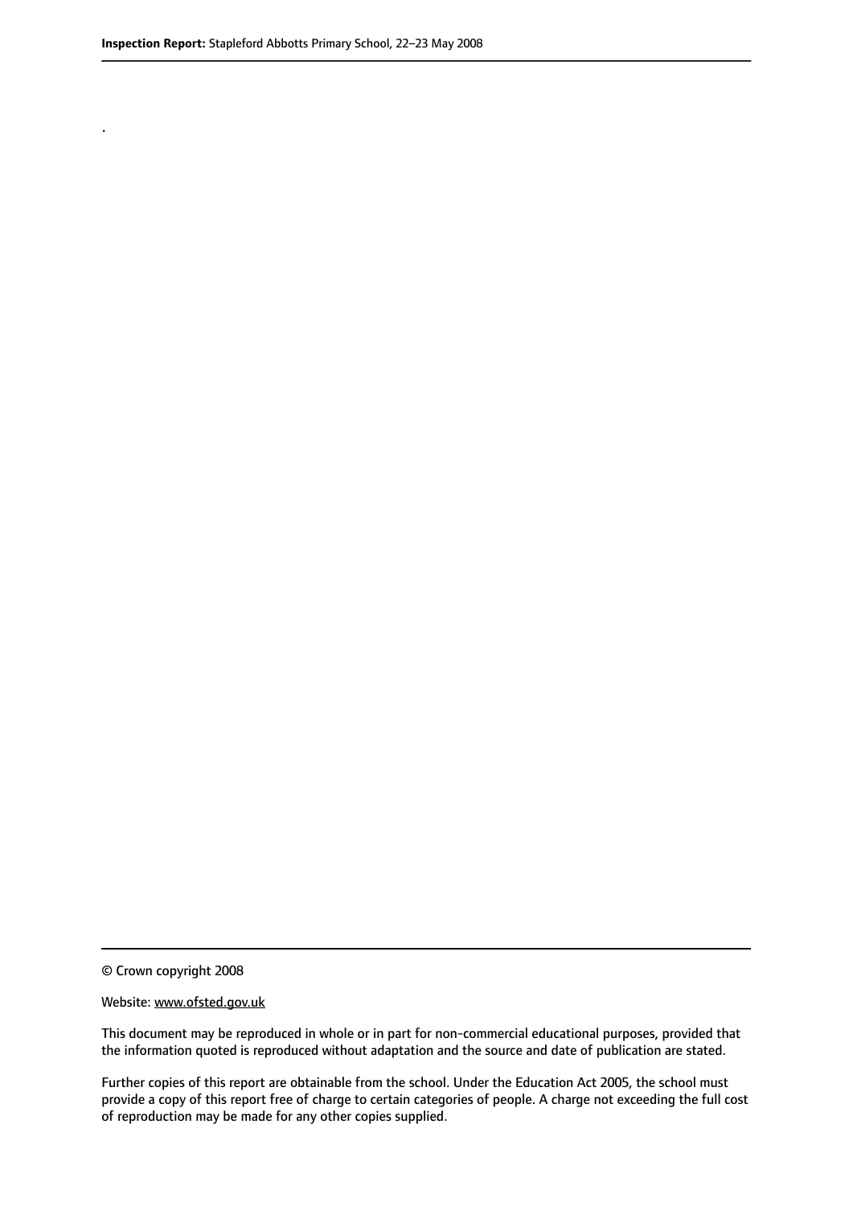.

© Crown copyright 2008

Website: www.ofsted.gov.uk

This document may be reproduced in whole or in part for non-commercial educational purposes, provided that the information quoted is reproduced without adaptation and the source and date of publication are stated.

Further copies of this report are obtainable from the school. Under the Education Act 2005, the school must provide a copy of this report free of charge to certain categories of people. A charge not exceeding the full cost of reproduction may be made for any other copies supplied.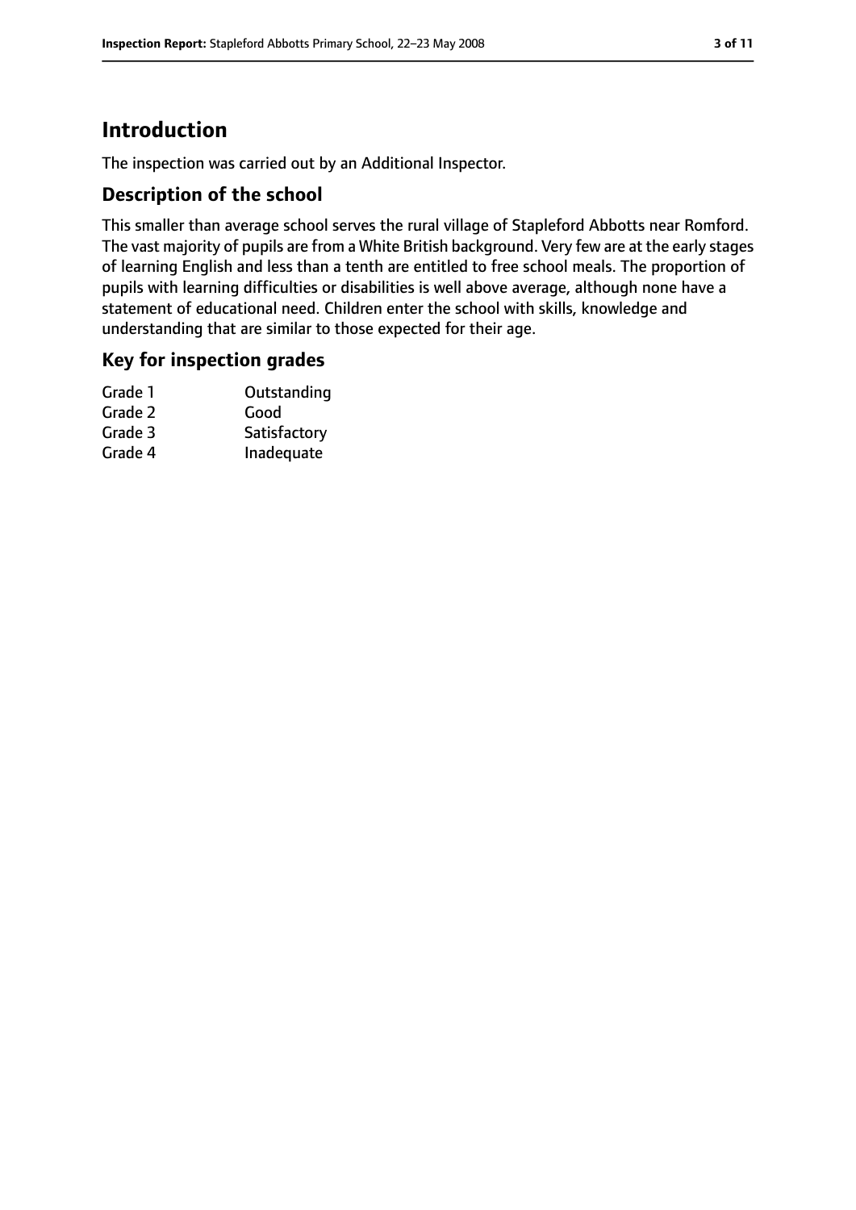# Introduction

The inspection was carried out by an Additional Inspector.

## Description of the school

This smaller than average school serves the rural village of Stapleford Abbotts near Romford. The vast majority of pupils are from a White British background. Very few are at the early stages of learning English and less than a tenth are entitled to free school meals. The proportion of pupils with learning difficulties or disabilities is well above average, although none have a statement of educational need. Children enter the school with skills, knowledge and understanding that are similar to those expected for their age.

## Key for inspection grades

| | |
|---|---|
| Grade 1 | Outstanding |
| Grade 2 | Good |
| Grade 3 | Satisfactory |
| Grade 4 | Inadequate |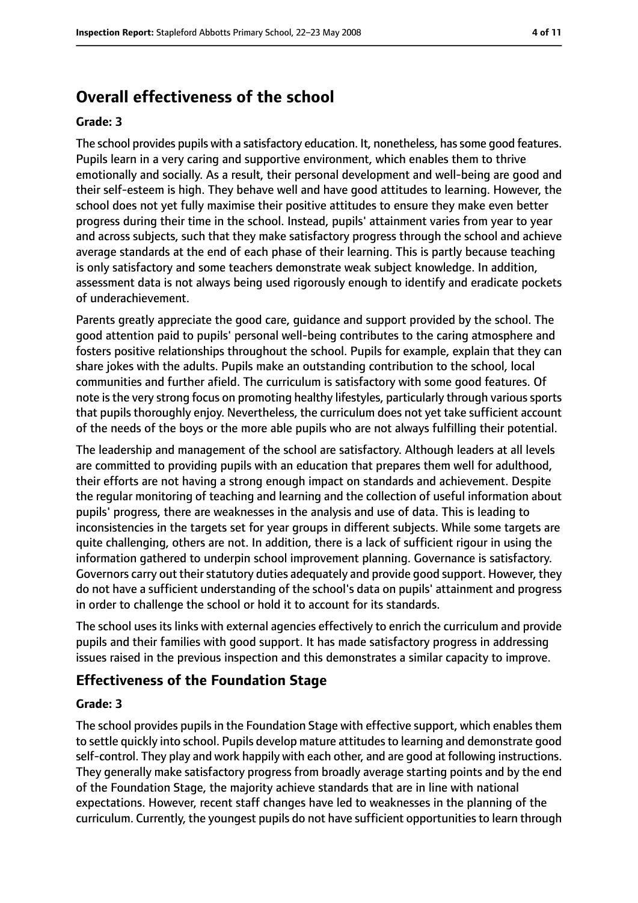## Overall effectiveness of the school

### Grade: 3

The school provides pupils with a satisfactory education. It, nonetheless, has some good features. Pupils learn in a very caring and supportive environment, which enables them to thrive emotionally and socially. As a result, their personal development and well-being are good and their self-esteem is high. They behave well and have good attitudes to learning. However, the school does not yet fully maximise their positive attitudes to ensure they make even better progress during their time in the school. Instead, pupils' attainment varies from year to year and across subjects, such that they make satisfactory progress through the school and achieve average standards at the end of each phase of their learning. This is partly because teaching is only satisfactory and some teachers demonstrate weak subject knowledge. In addition, assessment data is not always being used rigorously enough to identify and eradicate pockets of underachievement.

Parents greatly appreciate the good care, guidance and support provided by the school. The good attention paid to pupils' personal well-being contributes to the caring atmosphere and fosters positive relationships throughout the school. Pupils for example, explain that they can share jokes with the adults. Pupils make an outstanding contribution to the school, local communities and further afield. The curriculum is satisfactory with some good features. Of note is the very strong focus on promoting healthy lifestyles, particularly through various sports that pupils thoroughly enjoy. Nevertheless, the curriculum does not yet take sufficient account of the needs of the boys or the more able pupils who are not always fulfilling their potential.

The leadership and management of the school are satisfactory. Although leaders at all levels are committed to providing pupils with an education that prepares them well for adulthood, their efforts are not having a strong enough impact on standards and achievement. Despite the regular monitoring of teaching and learning and the collection of useful information about pupils' progress, there are weaknesses in the analysis and use of data. This is leading to inconsistencies in the targets set for year groups in different subjects. While some targets are quite challenging, others are not. In addition, there is a lack of sufficient rigour in using the information gathered to underpin school improvement planning. Governance is satisfactory. Governors carry out their statutory duties adequately and provide good support. However, they do not have a sufficient understanding of the school's data on pupils' attainment and progress in order to challenge the school or hold it to account for its standards.

The school uses its links with external agencies effectively to enrich the curriculum and provide pupils and their families with good support. It has made satisfactory progress in addressing issues raised in the previous inspection and this demonstrates a similar capacity to improve.

## Effectiveness of the Foundation Stage

### Grade: 3

The school provides pupils in the Foundation Stage with effective support, which enables them to settle quickly into school. Pupils develop mature attitudes to learning and demonstrate good self-control. They play and work happily with each other, and are good at following instructions. They generally make satisfactory progress from broadly average starting points and by the end of the Foundation Stage, the majority achieve standards that are in line with national expectations. However, recent staff changes have led to weaknesses in the planning of the curriculum. Currently, the youngest pupils do not have sufficient opportunities to learn through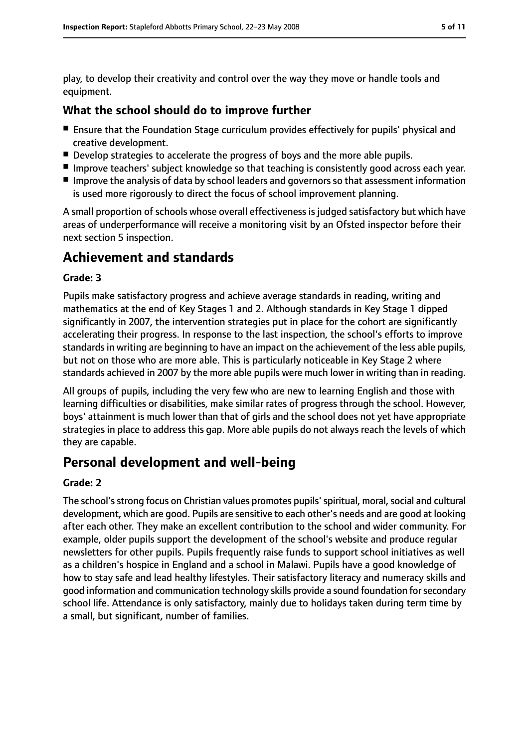play, to develop their creativity and control over the way they move or handle tools and equipment.

### What the school should do to improve further

- Ensure that the Foundation Stage curriculum provides effectively for pupils' physical and creative development.
- Develop strategies to accelerate the progress of boys and the more able pupils.
- Improve teachers' subject knowledge so that teaching is consistently good across each year.
- Improve the analysis of data by school leaders and governors so that assessment information is used more rigorously to direct the focus of school improvement planning.

A small proportion of schools whose overall effectiveness is judged satisfactory but which have areas of underperformance will receive a monitoring visit by an Ofsted inspector before their next section 5 inspection.

## Achievement and standards

#### Grade: 3

Pupils make satisfactory progress and achieve average standards in reading, writing and mathematics at the end of Key Stages 1 and 2. Although standards in Key Stage 1 dipped significantly in 2007, the intervention strategies put in place for the cohort are significantly accelerating their progress. In response to the last inspection, the school's efforts to improve standards in writing are beginning to have an impact on the achievement of the less able pupils, but not on those who are more able. This is particularly noticeable in Key Stage 2 where standards achieved in 2007 by the more able pupils were much lower in writing than in reading.

All groups of pupils, including the very few who are new to learning English and those with learning difficulties or disabilities, make similar rates of progress through the school. However, boys' attainment is much lower than that of girls and the school does not yet have appropriate strategies in place to address this gap. More able pupils do not always reach the levels of which they are capable.

## Personal development and well-being

#### Grade: 2

The school's strong focus on Christian values promotes pupils' spiritual, moral, social and cultural development, which are good. Pupils are sensitive to each other's needs and are good at looking after each other. They make an excellent contribution to the school and wider community. For example, older pupils support the development of the school's website and produce regular newsletters for other pupils. Pupils frequently raise funds to support school initiatives as well as a children's hospice in England and a school in Malawi. Pupils have a good knowledge of how to stay safe and lead healthy lifestyles. Their satisfactory literacy and numeracy skills and good information and communication technology skills provide a sound foundation for secondary school life. Attendance is only satisfactory, mainly due to holidays taken during term time by a small, but significant, number of families.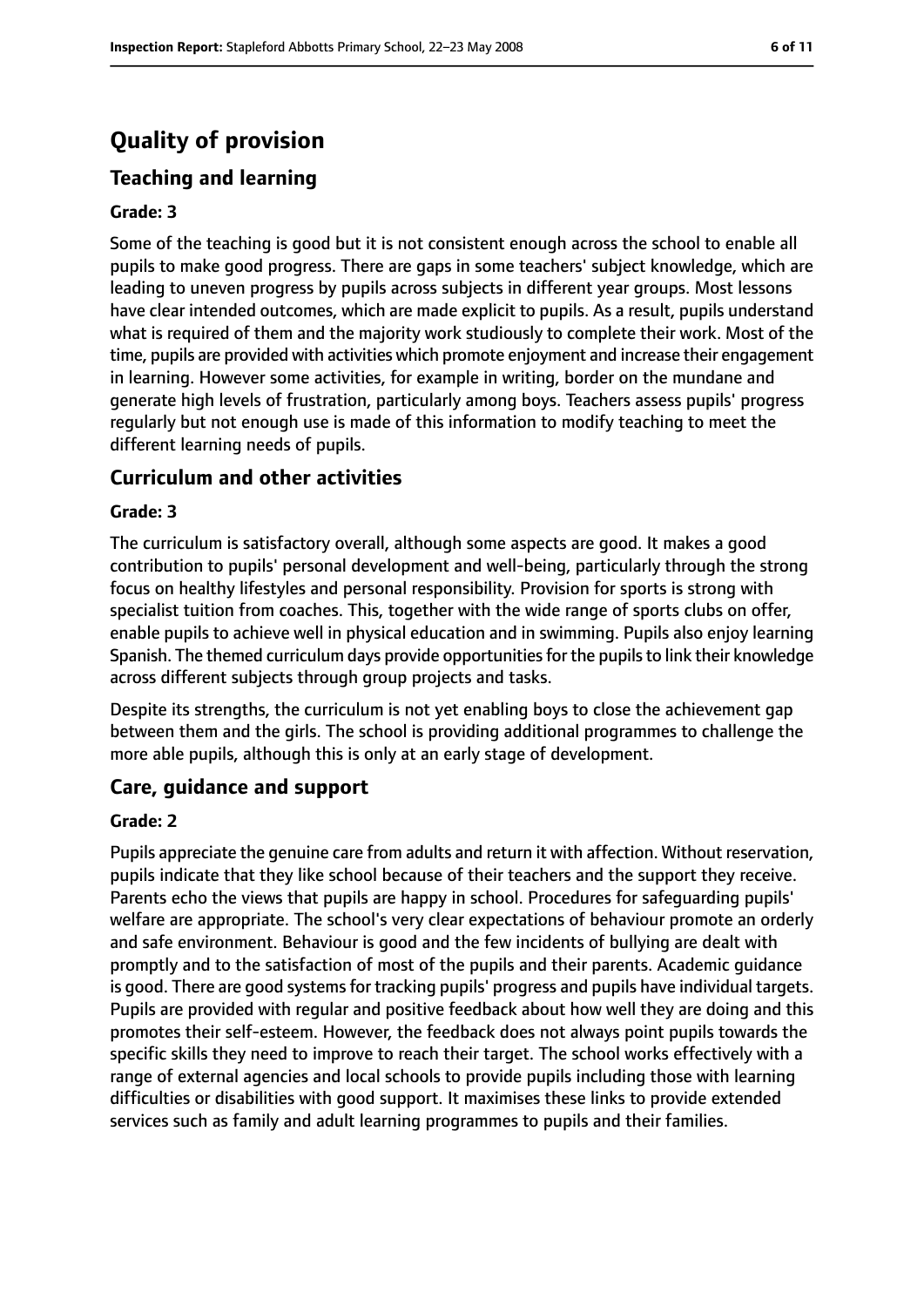# Quality of provision

## Teaching and learning

### Grade: 3

Some of the teaching is good but it is not consistent enough across the school to enable all pupils to make good progress. There are gaps in some teachers' subject knowledge, which are leading to uneven progress by pupils across subjects in different year groups. Most lessons have clear intended outcomes, which are made explicit to pupils. As a result, pupils understand what is required of them and the majority work studiously to complete their work. Most of the time, pupils are provided with activities which promote enjoyment and increase their engagement in learning. However some activities, for example in writing, border on the mundane and generate high levels of frustration, particularly among boys. Teachers assess pupils' progress regularly but not enough use is made of this information to modify teaching to meet the different learning needs of pupils.

## Curriculum and other activities

### Grade: 3

The curriculum is satisfactory overall, although some aspects are good. It makes a good contribution to pupils' personal development and well-being, particularly through the strong focus on healthy lifestyles and personal responsibility. Provision for sports is strong with specialist tuition from coaches. This, together with the wide range of sports clubs on offer, enable pupils to achieve well in physical education and in swimming. Pupils also enjoy learning Spanish. The themed curriculum days provide opportunities for the pupils to link their knowledge across different subjects through group projects and tasks.

Despite its strengths, the curriculum is not yet enabling boys to close the achievement gap between them and the girls. The school is providing additional programmes to challenge the more able pupils, although this is only at an early stage of development.

## Care, guidance and support

### Grade: 2

Pupils appreciate the genuine care from adults and return it with affection. Without reservation, pupils indicate that they like school because of their teachers and the support they receive. Parents echo the views that pupils are happy in school. Procedures for safeguarding pupils' welfare are appropriate. The school's very clear expectations of behaviour promote an orderly and safe environment. Behaviour is good and the few incidents of bullying are dealt with promptly and to the satisfaction of most of the pupils and their parents. Academic guidance is good. There are good systems for tracking pupils' progress and pupils have individual targets. Pupils are provided with regular and positive feedback about how well they are doing and this promotes their self-esteem. However, the feedback does not always point pupils towards the specific skills they need to improve to reach their target. The school works effectively with a range of external agencies and local schools to provide pupils including those with learning difficulties or disabilities with good support. It maximises these links to provide extended services such as family and adult learning programmes to pupils and their families.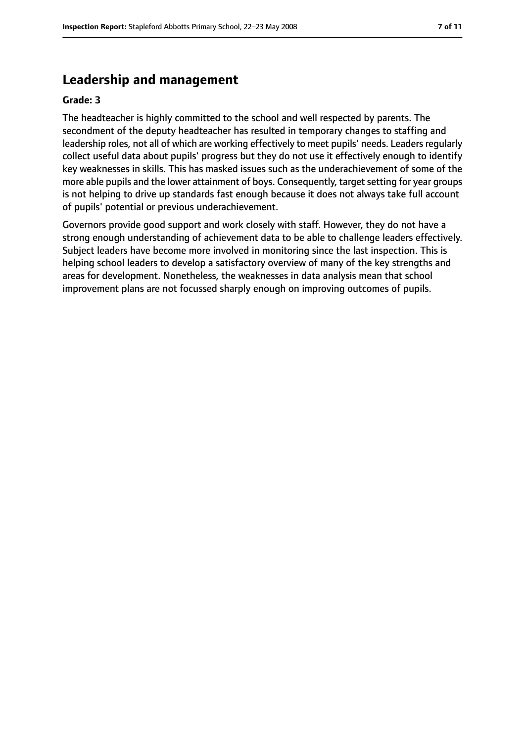## Leadership and management

**Grade: 3**

The headteacher is highly committed to the school and well respected by parents. The secondment of the deputy headteacher has resulted in temporary changes to staffing and leadership roles, not all of which are working effectively to meet pupils' needs. Leaders regularly collect useful data about pupils' progress but they do not use it effectively enough to identify key weaknesses in skills. This has masked issues such as the underachievement of some of the more able pupils and the lower attainment of boys. Consequently, target setting for year groups is not helping to drive up standards fast enough because it does not always take full account of pupils' potential or previous underachievement.

Governors provide good support and work closely with staff. However, they do not have a strong enough understanding of achievement data to be able to challenge leaders effectively. Subject leaders have become more involved in monitoring since the last inspection. This is helping school leaders to develop a satisfactory overview of many of the key strengths and areas for development. Nonetheless, the weaknesses in data analysis mean that school improvement plans are not focussed sharply enough on improving outcomes of pupils.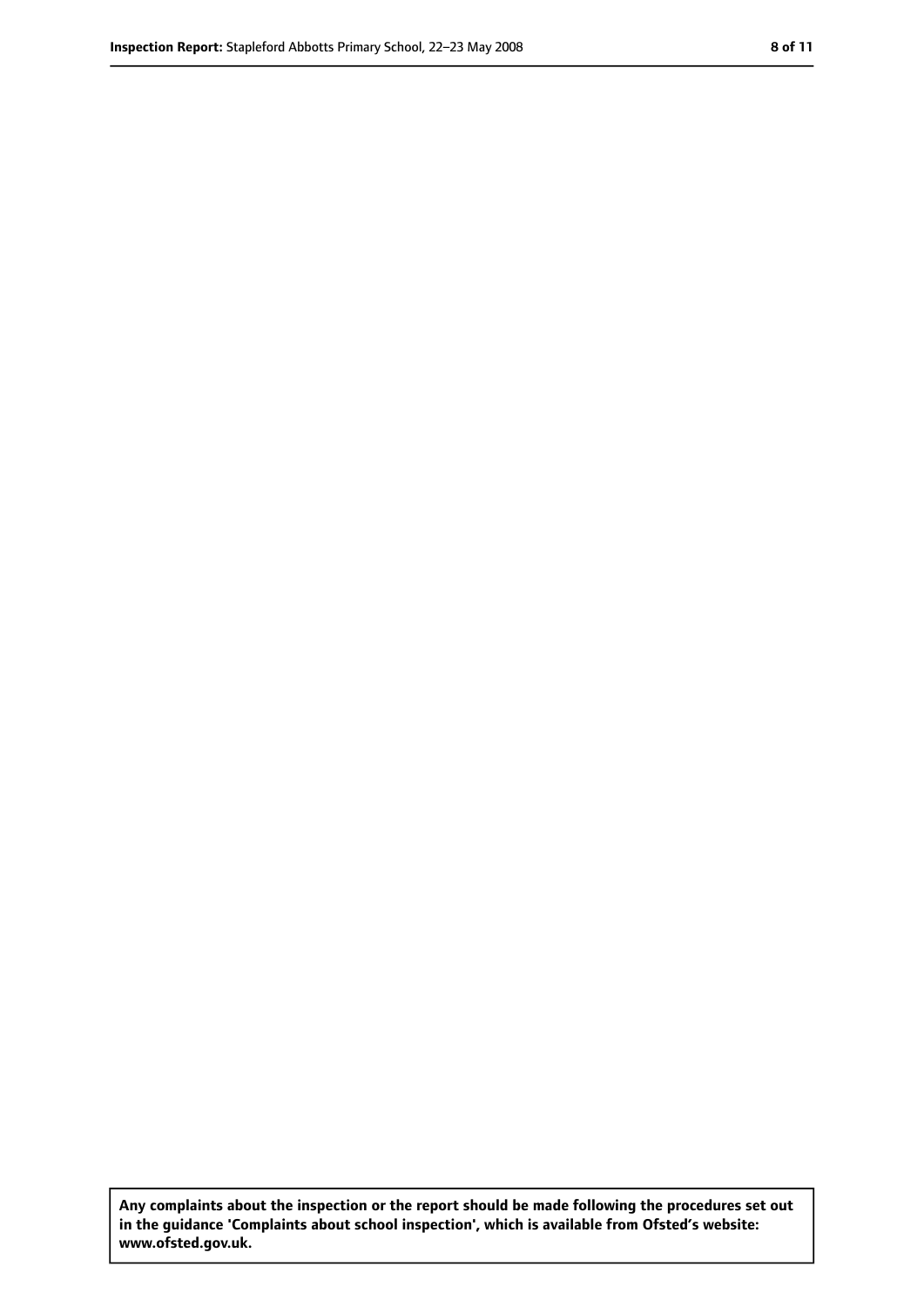**Any complaints about the inspection or the report should be made following the procedures set out in the guidance 'Complaints about school inspection', which is available from Ofsted's website: www.ofsted.gov.uk.**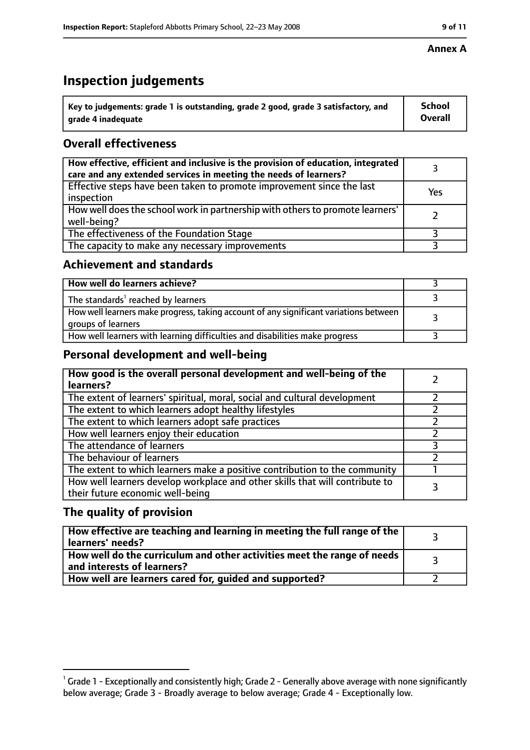**Annex A**

# Inspection judgements

| Key to judgements: grade 1 is outstanding, grade 2 good, grade 3 satisfactory, and grade 4 inadequate | School Overall |
|---|---|

## Overall effectiveness

| | |
|---|---|
| **How effective, efficient and inclusive is the provision of education, integrated care and any extended services in meeting the needs of learners?** | 3 |
| Effective steps have been taken to promote improvement since the last inspection | Yes |
| How well does the school work in partnership with others to promote learners' well-being? | 2 |
| The effectiveness of the Foundation Stage | 3 |
| The capacity to make any necessary improvements | 3 |

## Achievement and standards

| | |
|---|---|
| **How well do learners achieve?** | 3 |
| The standards[1] reached by learners | 3 |
| How well learners make progress, taking account of any significant variations between groups of learners | 3 |
| How well learners with learning difficulties and disabilities make progress | 3 |

## Personal development and well-being

| | |
|---|---|
| **How good is the overall personal development and well-being of the learners?** | 2 |
| The extent of learners' spiritual, moral, social and cultural development | 2 |
| The extent to which learners adopt healthy lifestyles | 2 |
| The extent to which learners adopt safe practices | 2 |
| How well learners enjoy their education | 2 |
| The attendance of learners | 3 |
| The behaviour of learners | 2 |
| The extent to which learners make a positive contribution to the community | 1 |
| How well learners develop workplace and other skills that will contribute to their future economic well-being | 3 |

## The quality of provision

| | |
|---|---|
| **How effective are teaching and learning in meeting the full range of the learners' needs?** | 3 |
| **How well do the curriculum and other activities meet the range of needs and interests of learners?** | 3 |
| **How well are learners cared for, guided and supported?** | 2 |

[1] Grade 1 - Exceptionally and consistently high; Grade 2 - Generally above average with none significantly below average; Grade 3 - Broadly average to below average; Grade 4 - Exceptionally low.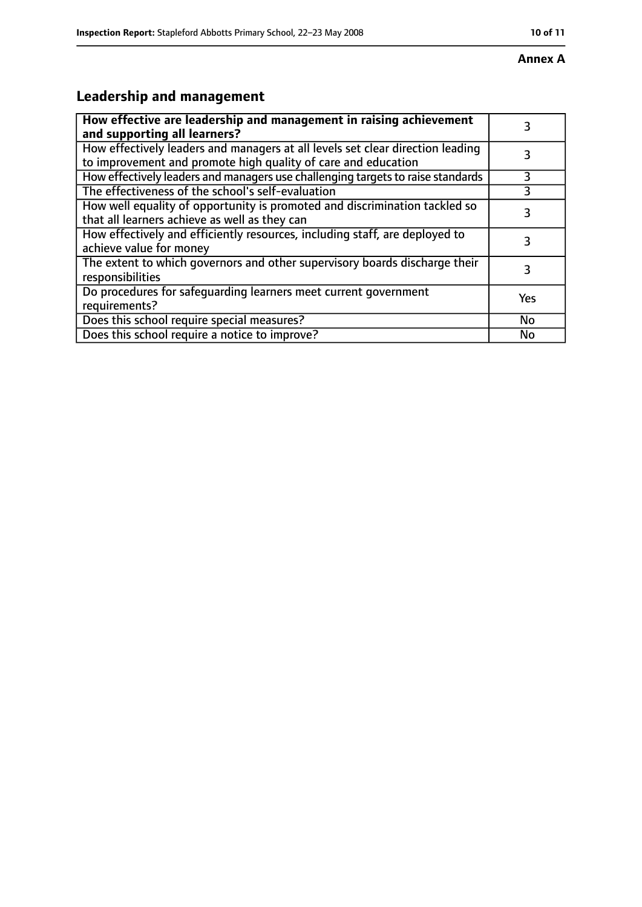**Annex A**

## Leadership and management

| How effective are leadership and management in raising achievement and supporting all learners? | 3 |
|---|---|
| How effectively leaders and managers at all levels set clear direction leading to improvement and promote high quality of care and education | 3 |
| How effectively leaders and managers use challenging targets to raise standards | 3 |
| The effectiveness of the school's self-evaluation | 3 |
| How well equality of opportunity is promoted and discrimination tackled so that all learners achieve as well as they can | 3 |
| How effectively and efficiently resources, including staff, are deployed to achieve value for money | 3 |
| The extent to which governors and other supervisory boards discharge their responsibilities | 3 |
| Do procedures for safeguarding learners meet current government requirements? | Yes |
| Does this school require special measures? | No |
| Does this school require a notice to improve? | No |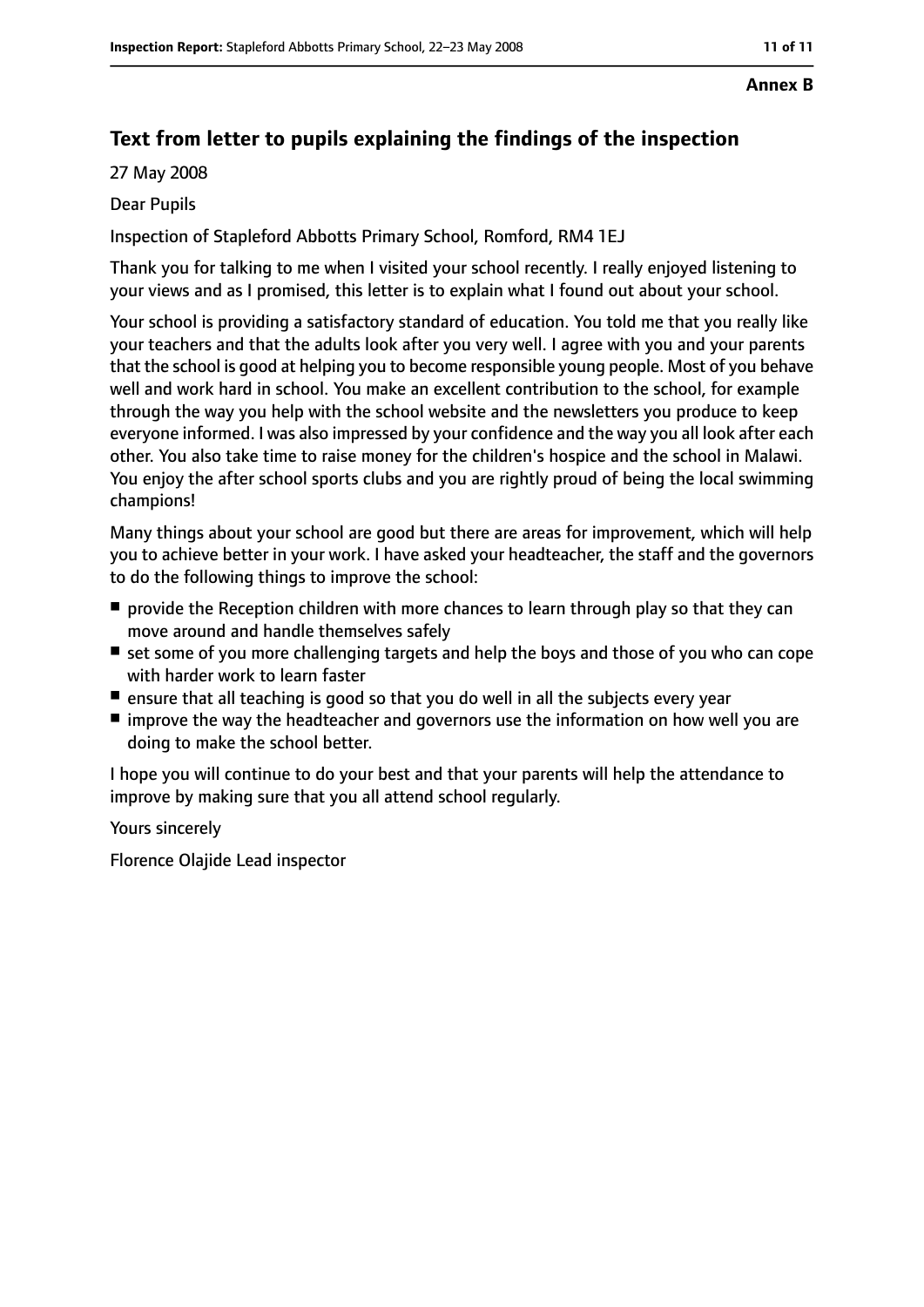**Annex B**

## Text from letter to pupils explaining the findings of the inspection

27 May 2008

Dear Pupils

Inspection of Stapleford Abbotts Primary School, Romford, RM4 1EJ

Thank you for talking to me when I visited your school recently. I really enjoyed listening to your views and as I promised, this letter is to explain what I found out about your school.

Your school is providing a satisfactory standard of education. You told me that you really like your teachers and that the adults look after you very well. I agree with you and your parents that the school is good at helping you to become responsible young people. Most of you behave well and work hard in school. You make an excellent contribution to the school, for example through the way you help with the school website and the newsletters you produce to keep everyone informed. I was also impressed by your confidence and the way you all look after each other. You also take time to raise money for the children's hospice and the school in Malawi. You enjoy the after school sports clubs and you are rightly proud of being the local swimming champions!

Many things about your school are good but there are areas for improvement, which will help you to achieve better in your work. I have asked your headteacher, the staff and the governors to do the following things to improve the school:

- provide the Reception children with more chances to learn through play so that they can move around and handle themselves safely
- set some of you more challenging targets and help the boys and those of you who can cope with harder work to learn faster
- ensure that all teaching is good so that you do well in all the subjects every year
- improve the way the headteacher and governors use the information on how well you are doing to make the school better.

I hope you will continue to do your best and that your parents will help the attendance to improve by making sure that you all attend school regularly.

Yours sincerely

Florence Olajide Lead inspector